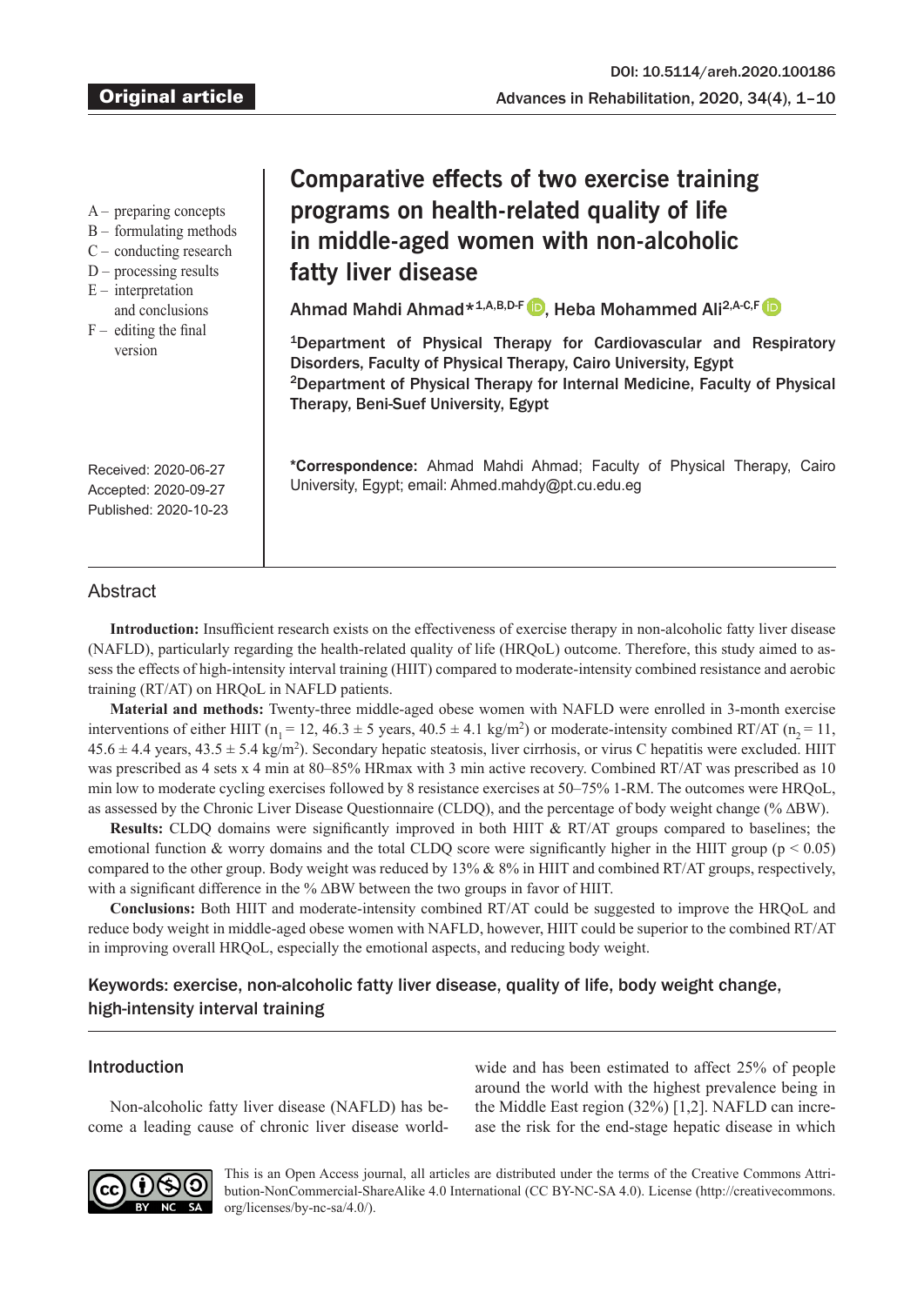Original article

DOI: 10.5114/areh.2020.100186

# Comparative effects of two exercise training programs on health-related quality of life in middle-aged women with non-alcoholic fatty liver disease

A – preparing concepts
B – formulating methods
C – conducting research
D – processing results
E – interpretation and conclusions
F – editing the final version

**Ahmad Mahdi Ahmad*[1,A,B,D-F], Heba Mohammed Ali[2,A-C,F]**

[1]Department of Physical Therapy for Cardiovascular and Respiratory Disorders, Faculty of Physical Therapy, Cairo University, Egypt
[2]Department of Physical Therapy for Internal Medicine, Faculty of Physical Therapy, Beni-Suef University, Egypt

**\*Correspondence:** Ahmad Mahdi Ahmad; Faculty of Physical Therapy, Cairo University, Egypt; email: Ahmed.mahdy@pt.cu.edu.eg

Received: 2020-06-27
Accepted: 2020-09-27
Published: 2020-10-23

## Abstract

**Introduction:** Insufficient research exists on the effectiveness of exercise therapy in non-alcoholic fatty liver disease (NAFLD), particularly regarding the health-related quality of life (HRQoL) outcome. Therefore, this study aimed to assess the effects of high-intensity interval training (HIIT) compared to moderate-intensity combined resistance and aerobic training (RT/AT) on HRQoL in NAFLD patients.

**Material and methods:** Twenty-three middle-aged obese women with NAFLD were enrolled in 3-month exercise interventions of either HIIT ($n_1 = 12$, $46.3 \pm 5$ years, $40.5 \pm 4.1$ kg/m$^2$) or moderate-intensity combined RT/AT ($n_2 = 11$, $45.6 \pm 4.4$ years, $43.5 \pm 5.4$ kg/m$^2$). Secondary hepatic steatosis, liver cirrhosis, or virus C hepatitis were excluded. HIIT was prescribed as 4 sets x 4 min at 80–85% HRmax with 3 min active recovery. Combined RT/AT was prescribed as 10 min low to moderate cycling exercises followed by 8 resistance exercises at 50–75% 1-RM. The outcomes were HRQoL, as assessed by the Chronic Liver Disease Questionnaire (CLDQ), and the percentage of body weight change (% ΔBW).

**Results:** CLDQ domains were significantly improved in both HIIT & RT/AT groups compared to baselines; the emotional function & worry domains and the total CLDQ score were significantly higher in the HIIT group ($p < 0.05$) compared to the other group. Body weight was reduced by 13% & 8% in HIIT and combined RT/AT groups, respectively, with a significant difference in the % ΔBW between the two groups in favor of HIIT.

**Conclusions:** Both HIIT and moderate-intensity combined RT/AT could be suggested to improve the HRQoL and reduce body weight in middle-aged obese women with NAFLD, however, HIIT could be superior to the combined RT/AT in improving overall HRQoL, especially the emotional aspects, and reducing body weight.

Keywords: exercise, non-alcoholic fatty liver disease, quality of life, body weight change, high-intensity interval training

## Introduction

Non-alcoholic fatty liver disease (NAFLD) has become a leading cause of chronic liver disease worldwide and has been estimated to affect 25% of people around the world with the highest prevalence being in the Middle East region (32%) [1,2]. NAFLD can increase the risk for the end-stage hepatic disease in which

This is an Open Access journal, all articles are distributed under the terms of the Creative Commons Attribution-NonCommercial-ShareAlike 4.0 International (CC BY-NC-SA 4.0). License (http://creativecommons.org/licenses/by-nc-sa/4.0/).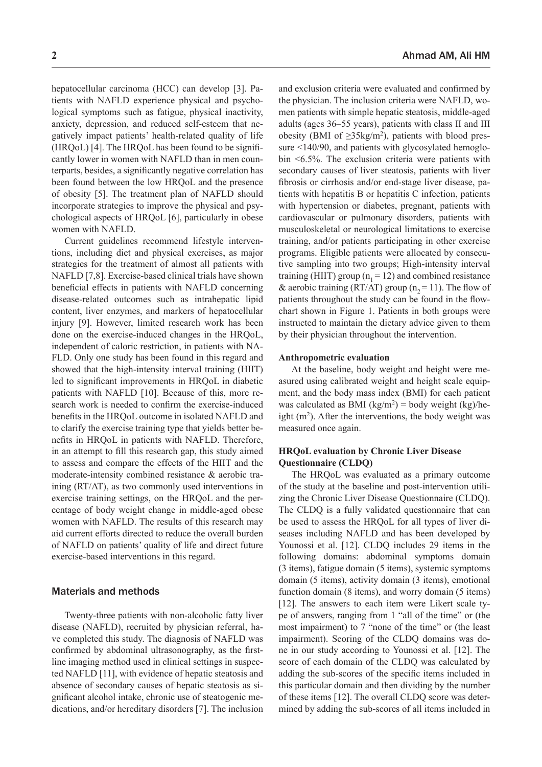hepatocellular carcinoma (HCC) can develop [3]. Patients with NAFLD experience physical and psychological symptoms such as fatigue, physical inactivity, anxiety, depression, and reduced self-esteem that negatively impact patients' health-related quality of life (HRQoL) [4]. The HRQoL has been found to be significantly lower in women with NAFLD than in men counterparts, besides, a significantly negative correlation has been found between the low HRQoL and the presence of obesity [5]. The treatment plan of NAFLD should incorporate strategies to improve the physical and psychological aspects of HRQoL [6], particularly in obese women with NAFLD.

Current guidelines recommend lifestyle interventions, including diet and physical exercises, as major strategies for the treatment of almost all patients with NAFLD [7,8]. Exercise-based clinical trials have shown beneficial effects in patients with NAFLD concerning disease-related outcomes such as intrahepatic lipid content, liver enzymes, and markers of hepatocellular injury [9]. However, limited research work has been done on the exercise-induced changes in the HRQoL, independent of caloric restriction, in patients with NAFLD. Only one study has been found in this regard and showed that the high-intensity interval training (HIIT) led to significant improvements in HRQoL in diabetic patients with NAFLD [10]. Because of this, more research work is needed to confirm the exercise-induced benefits in the HRQoL outcome in isolated NAFLD and to clarify the exercise training type that yields better benefits in HRQoL in patients with NAFLD. Therefore, in an attempt to fill this research gap, this study aimed to assess and compare the effects of the HIIT and the moderate-intensity combined resistance & aerobic training (RT/AT), as two commonly used interventions in exercise training settings, on the HRQoL and the percentage of body weight change in middle-aged obese women with NAFLD. The results of this research may aid current efforts directed to reduce the overall burden of NAFLD on patients' quality of life and direct future exercise-based interventions in this regard.

## Materials and methods

Twenty-three patients with non-alcoholic fatty liver disease (NAFLD), recruited by physician referral, have completed this study. The diagnosis of NAFLD was confirmed by abdominal ultrasonography, as the first-line imaging method used in clinical settings in suspected NAFLD [11], with evidence of hepatic steatosis and absence of secondary causes of hepatic steatosis as significant alcohol intake, chronic use of steatogenic medications, and/or hereditary disorders [7]. The inclusion and exclusion criteria were evaluated and confirmed by the physician. The inclusion criteria were NAFLD, women patients with simple hepatic steatosis, middle-aged adults (ages 36–55 years), patients with class II and III obesity (BMI of $\geq$35kg/m$^2$), patients with blood pressure <140/90, and patients with glycosylated hemoglobin <6.5%. The exclusion criteria were patients with secondary causes of liver steatosis, patients with liver fibrosis or cirrhosis and/or end-stage liver disease, patients with hepatitis B or hepatitis C infection, patients with hypertension or diabetes, pregnant, patients with cardiovascular or pulmonary disorders, patients with musculoskeletal or neurological limitations to exercise training, and/or patients participating in other exercise programs. Eligible patients were allocated by consecutive sampling into two groups; High-intensity interval training (HIIT) group ($n_1 = 12$) and combined resistance & aerobic training (RT/AT) group ($n_2 = 11$). The flow of patients throughout the study can be found in the flowchart shown in Figure 1. Patients in both groups were instructed to maintain the dietary advice given to them by their physician throughout the intervention.

### Anthropometric evaluation

At the baseline, body weight and height were measured using calibrated weight and height scale equipment, and the body mass index (BMI) for each patient was calculated as BMI (kg/m$^2$) = body weight (kg)/height (m$^2$). After the interventions, the body weight was measured once again.

### HRQoL evaluation by Chronic Liver Disease Questionnaire (CLDQ)

The HRQoL was evaluated as a primary outcome of the study at the baseline and post-intervention utilizing the Chronic Liver Disease Questionnaire (CLDQ). The CLDQ is a fully validated questionnaire that can be used to assess the HRQoL for all types of liver diseases including NAFLD and has been developed by Younossi et al. [12]. CLDQ includes 29 items in the following domains: abdominal symptoms domain (3 items), fatigue domain (5 items), systemic symptoms domain (5 items), activity domain (3 items), emotional function domain (8 items), and worry domain (5 items) [12]. The answers to each item were Likert scale type of answers, ranging from 1 "all of the time" or (the most impairment) to 7 "none of the time" or (the least impairment). Scoring of the CLDQ domains was done in our study according to Younossi et al. [12]. The score of each domain of the CLDQ was calculated by adding the sub-scores of the specific items included in this particular domain and then dividing by the number of these items [12]. The overall CLDQ score was determined by adding the sub-scores of all items included in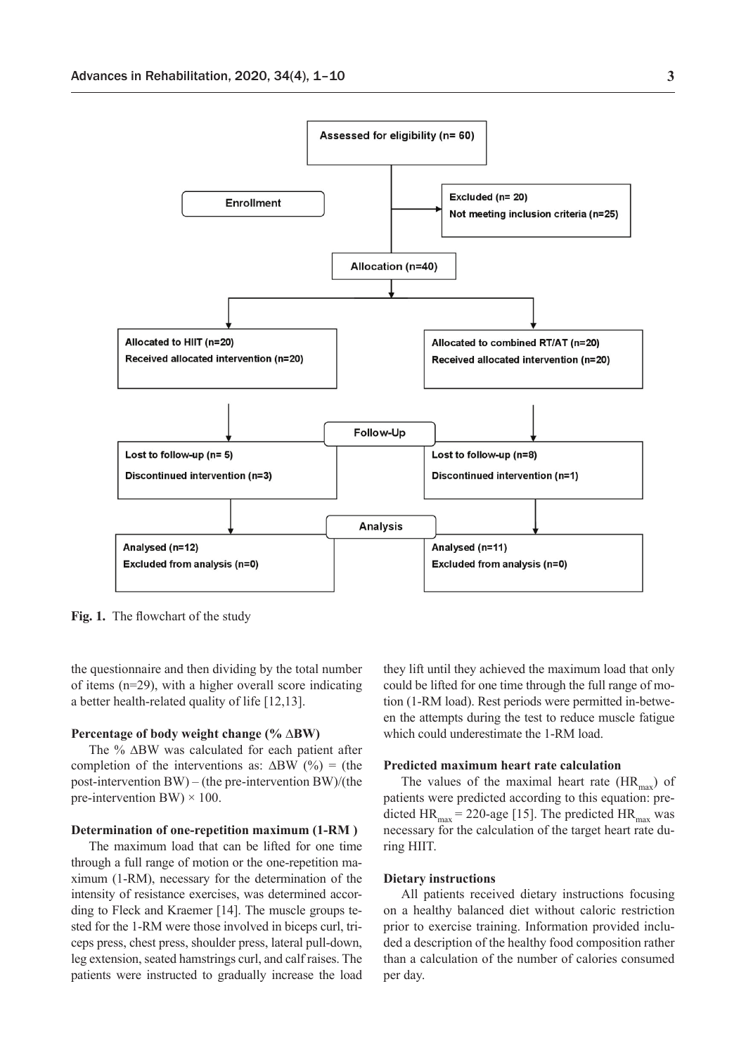Assessed for eligibility (n= 60)

Enrollment

Excluded (n= 20)
Not meeting inclusion criteria (n=25)

Allocation (n=40)

Allocated to HIIT (n=20)
Received allocated intervention (n=20)

Allocated to combined RT/AT (n=20)
Received allocated intervention (n=20)

Follow-Up

Lost to follow-up (n= 5)
Discontinued intervention (n=3)

Lost to follow-up (n=8)
Discontinued intervention (n=1)

Analysis

Analysed (n=12)
Excluded from analysis (n=0)

Analysed (n=11)
Excluded from analysis (n=0)

**Fig. 1.** The flowchart of the study

the questionnaire and then dividing by the total number of items (n=29), with a higher overall score indicating a better health-related quality of life [12,13].

#### Percentage of body weight change (% ΔBW)

The % ΔBW was calculated for each patient after completion of the interventions as: ΔBW (%) = (the post-intervention BW) – (the pre-intervention BW)/(the pre-intervention BW) × 100.

#### Determination of one-repetition maximum (1-RM )

The maximum load that can be lifted for one time through a full range of motion or the one-repetition maximum (1-RM), necessary for the determination of the intensity of resistance exercises, was determined according to Fleck and Kraemer [14]. The muscle groups tested for the 1-RM were those involved in biceps curl, triceps press, chest press, shoulder press, lateral pull-down, leg extension, seated hamstrings curl, and calf raises. The patients were instructed to gradually increase the load they lift until they achieved the maximum load that only could be lifted for one time through the full range of motion (1-RM load). Rest periods were permitted in-between the attempts during the test to reduce muscle fatigue which could underestimate the 1-RM load.

#### Predicted maximum heart rate calculation

The values of the maximal heart rate ($HR_{max}$) of patients were predicted according to this equation: predicted $HR_{max}$ = 220-age [15]. The predicted $HR_{max}$ was necessary for the calculation of the target heart rate during HIIT.

#### Dietary instructions

All patients received dietary instructions focusing on a healthy balanced diet without caloric restriction prior to exercise training. Information provided included a description of the healthy food composition rather than a calculation of the number of calories consumed per day.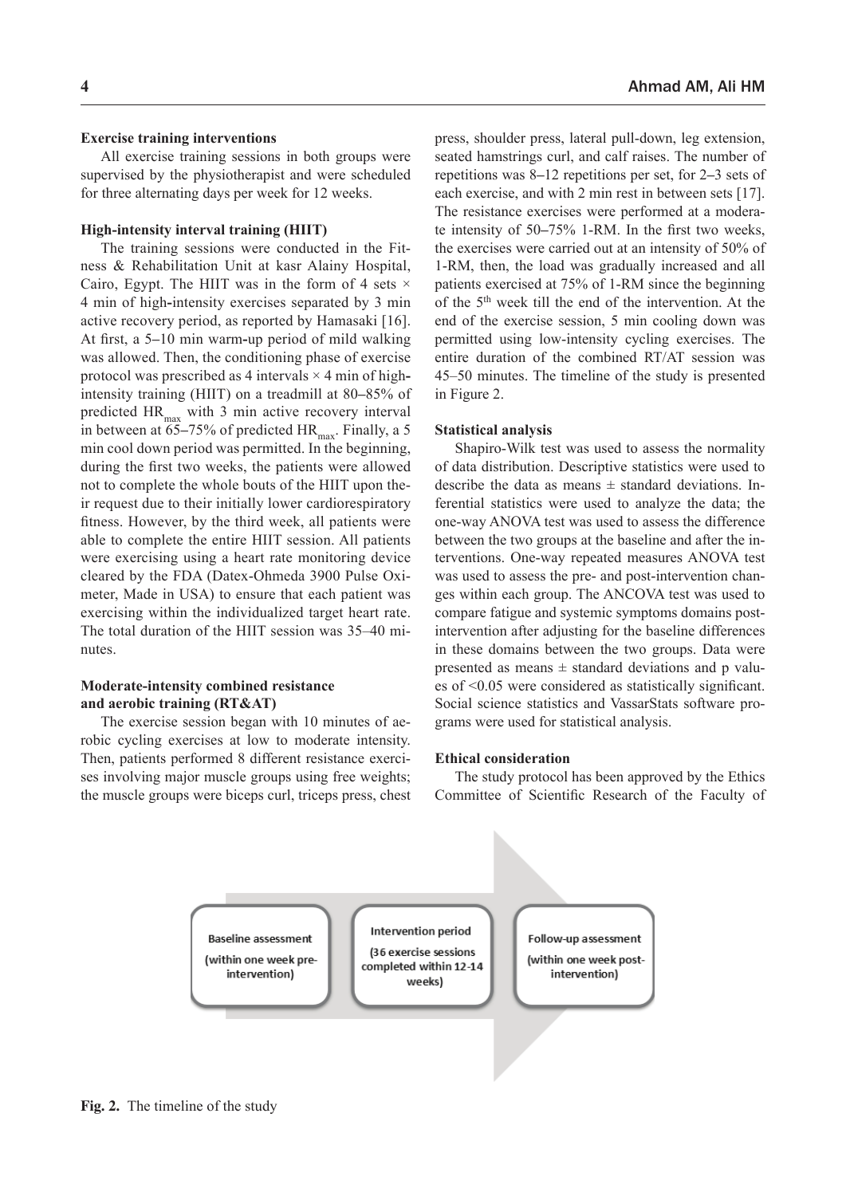**Exercise training interventions**

All exercise training sessions in both groups were supervised by the physiotherapist and were scheduled for three alternating days per week for 12 weeks.

**High-intensity interval training (HIIT)**

The training sessions were conducted in the Fitness & Rehabilitation Unit at kasr Alainy Hospital, Cairo, Egypt. The HIIT was in the form of 4 sets × 4 min of high-intensity exercises separated by 3 min active recovery period, as reported by Hamasaki [16]. At first, a 5–10 min warm-up period of mild walking was allowed. Then, the conditioning phase of exercise protocol was prescribed as 4 intervals × 4 min of high-intensity training (HIIT) on a treadmill at 80–85% of predicted $HR_{max}$ with 3 min active recovery interval in between at 65–75% of predicted $HR_{max}$. Finally, a 5 min cool down period was permitted. In the beginning, during the first two weeks, the patients were allowed not to complete the whole bouts of the HIIT upon their request due to their initially lower cardiorespiratory fitness. However, by the third week, all patients were able to complete the entire HIIT session. All patients were exercising using a heart rate monitoring device cleared by the FDA (Datex-Ohmeda 3900 Pulse Oximeter, Made in USA) to ensure that each patient was exercising within the individualized target heart rate. The total duration of the HIIT session was 35–40 minutes.

**Moderate-intensity combined resistance and aerobic training (RT&AT)**

The exercise session began with 10 minutes of aerobic cycling exercises at low to moderate intensity. Then, patients performed 8 different resistance exercises involving major muscle groups using free weights; the muscle groups were biceps curl, triceps press, chest press, shoulder press, lateral pull-down, leg extension, seated hamstrings curl, and calf raises. The number of repetitions was 8–12 repetitions per set, for 2–3 sets of each exercise, and with 2 min rest in between sets [17]. The resistance exercises were performed at a moderate intensity of 50–75% 1-RM. In the first two weeks, the exercises were carried out at an intensity of 50% of 1-RM, then, the load was gradually increased and all patients exercised at 75% of 1-RM since the beginning of the 5[th] week till the end of the intervention. At the end of the exercise session, 5 min cooling down was permitted using low-intensity cycling exercises. The entire duration of the combined RT/AT session was 45–50 minutes. The timeline of the study is presented in Figure 2.

**Statistical analysis**

Shapiro-Wilk test was used to assess the normality of data distribution. Descriptive statistics were used to describe the data as means ± standard deviations. Inferential statistics were used to analyze the data; the one-way ANOVA test was used to assess the difference between the two groups at the baseline and after the interventions. One-way repeated measures ANOVA test was used to assess the pre- and post-intervention changes within each group. The ANCOVA test was used to compare fatigue and systemic symptoms domains post-intervention after adjusting for the baseline differences in these domains between the two groups. Data were presented as means ± standard deviations and p values of <0.05 were considered as statistically significant. Social science statistics and VassarStats software programs were used for statistical analysis.

**Ethical consideration**

The study protocol has been approved by the Ethics Committee of Scientific Research of the Faculty of

Baseline assessment (within one week pre-intervention) → Intervention period (36 exercise sessions completed within 12-14 weeks) → Follow-up assessment (within one week post-intervention)

**Fig. 2.** The timeline of the study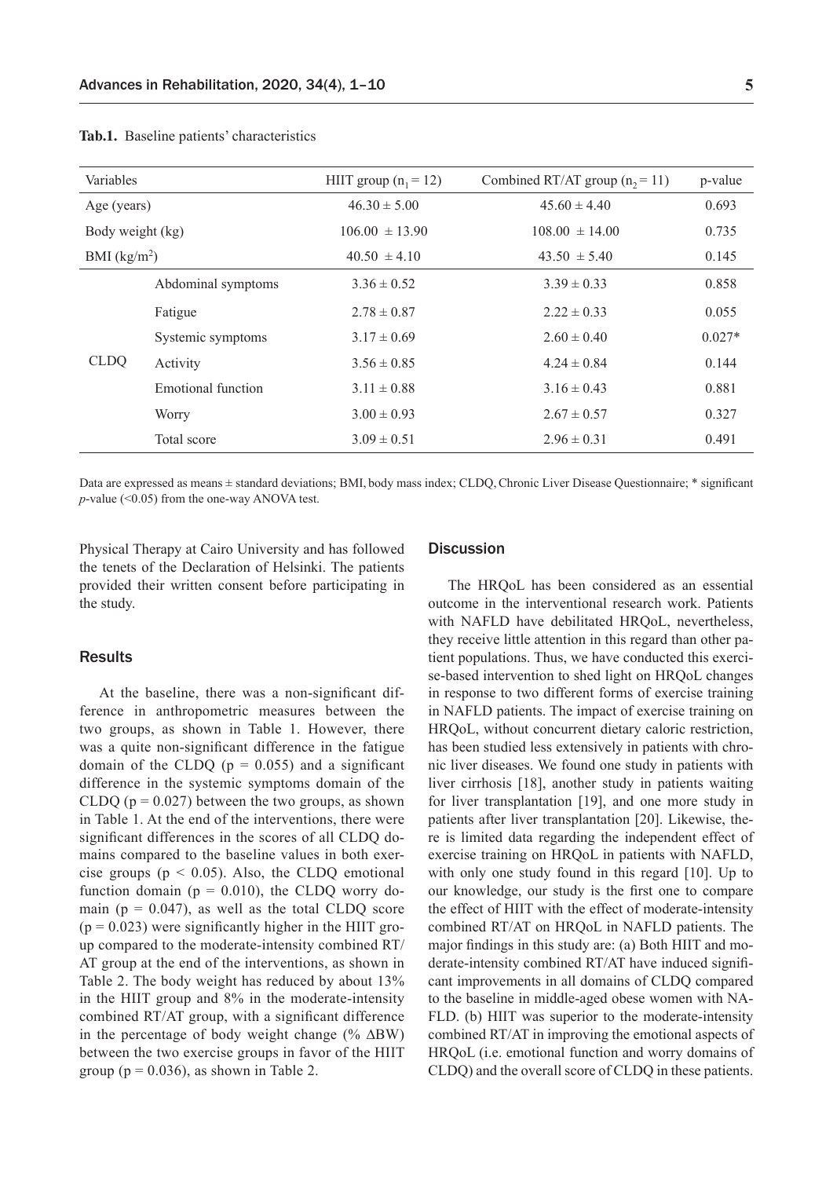**Tab.1.** Baseline patients' characteristics

| Variables | | HIIT group ($n_1 = 12$) | Combined RT/AT group ($n_2 = 11$) | p-value |
|---|---|---|---|---|
| Age (years) | | 46.30 ± 5.00 | 45.60 ± 4.40 | 0.693 |
| Body weight (kg) | | 106.00 ± 13.90 | 108.00 ± 14.00 | 0.735 |
| BMI (kg/m$^2$) | | 40.50 ± 4.10 | 43.50 ± 5.40 | 0.145 |
| CLDQ | Abdominal symptoms | 3.36 ± 0.52 | 3.39 ± 0.33 | 0.858 |
| | Fatigue | 2.78 ± 0.87 | 2.22 ± 0.33 | 0.055 |
| | Systemic symptoms | 3.17 ± 0.69 | 2.60 ± 0.40 | 0.027* |
| | Activity | 3.56 ± 0.85 | 4.24 ± 0.84 | 0.144 |
| | Emotional function | 3.11 ± 0.88 | 3.16 ± 0.43 | 0.881 |
| | Worry | 3.00 ± 0.93 | 2.67 ± 0.57 | 0.327 |
| | Total score | 3.09 ± 0.51 | 2.96 ± 0.31 | 0.491 |

Data are expressed as means ± standard deviations; BMI, body mass index; CLDQ, Chronic Liver Disease Questionnaire; * significant *p*-value (<0.05) from the one-way ANOVA test.

Physical Therapy at Cairo University and has followed the tenets of the Declaration of Helsinki. The patients provided their written consent before participating in the study.

## Results

At the baseline, there was a non-significant difference in anthropometric measures between the two groups, as shown in Table 1. However, there was a quite non-significant difference in the fatigue domain of the CLDQ ($p = 0.055$) and a significant difference in the systemic symptoms domain of the CLDQ ($p = 0.027$) between the two groups, as shown in Table 1. At the end of the interventions, there were significant differences in the scores of all CLDQ domains compared to the baseline values in both exercise groups ($p < 0.05$). Also, the CLDQ emotional function domain ($p = 0.010$), the CLDQ worry domain ($p = 0.047$), as well as the total CLDQ score ($p = 0.023$) were significantly higher in the HIIT group compared to the moderate-intensity combined RT/AT group at the end of the interventions, as shown in Table 2. The body weight has reduced by about 13% in the HIIT group and 8% in the moderate-intensity combined RT/AT group, with a significant difference in the percentage of body weight change (% $\Delta$BW) between the two exercise groups in favor of the HIIT group ($p = 0.036$), as shown in Table 2.

## Discussion

The HRQoL has been considered as an essential outcome in the interventional research work. Patients with NAFLD have debilitated HRQoL, nevertheless, they receive little attention in this regard than other patient populations. Thus, we have conducted this exercise-based intervention to shed light on HRQoL changes in response to two different forms of exercise training in NAFLD patients. The impact of exercise training on HRQoL, without concurrent dietary caloric restriction, has been studied less extensively in patients with chronic liver diseases. We found one study in patients with liver cirrhosis [18], another study in patients waiting for liver transplantation [19], and one more study in patients after liver transplantation [20]. Likewise, there is limited data regarding the independent effect of exercise training on HRQoL in patients with NAFLD, with only one study found in this regard [10]. Up to our knowledge, our study is the first one to compare the effect of HIIT with the effect of moderate-intensity combined RT/AT on HRQoL in NAFLD patients. The major findings in this study are: (a) Both HIIT and moderate-intensity combined RT/AT have induced significant improvements in all domains of CLDQ compared to the baseline in middle-aged obese women with NAFLD. (b) HIIT was superior to the moderate-intensity combined RT/AT in improving the emotional aspects of HRQoL (i.e. emotional function and worry domains of CLDQ) and the overall score of CLDQ in these patients.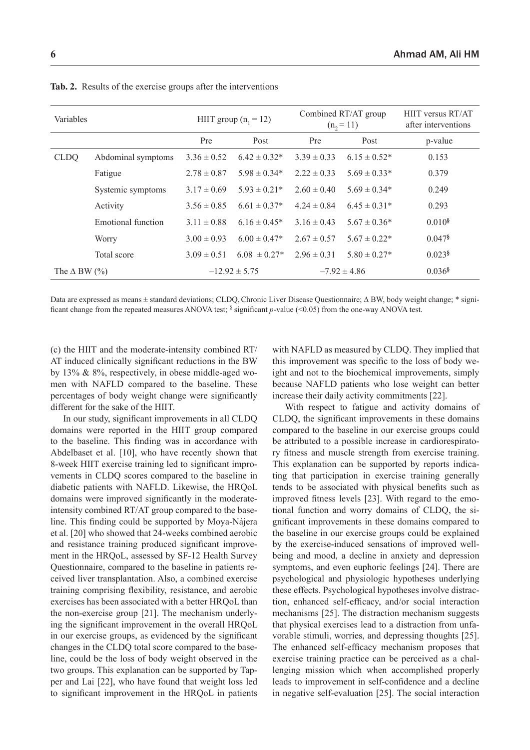**Tab. 2.** Results of the exercise groups after the interventions

| Variables | | HIIT group ($n_1 = 12$) | | Combined RT/AT group ($n_2 = 11$) | | HIIT versus RT/AT after interventions |
|---|---|---|---|---|---|---|
| | | Pre | Post | Pre | Post | p-value |
| CLDQ | Abdominal symptoms | 3.36 ± 0.52 | 6.42 ± 0.32* | 3.39 ± 0.33 | 6.15 ± 0.52* | 0.153 |
| | Fatigue | 2.78 ± 0.87 | 5.98 ± 0.34* | 2.22 ± 0.33 | 5.69 ± 0.33* | 0.379 |
| | Systemic symptoms | 3.17 ± 0.69 | 5.93 ± 0.21* | 2.60 ± 0.40 | 5.69 ± 0.34* | 0.249 |
| | Activity | 3.56 ± 0.85 | 6.61 ± 0.37* | 4.24 ± 0.84 | 6.45 ± 0.31* | 0.293 |
| | Emotional function | 3.11 ± 0.88 | 6.16 ± 0.45* | 3.16 ± 0.43 | 5.67 ± 0.36* | 0.010§ |
| | Worry | 3.00 ± 0.93 | 6.00 ± 0.47* | 2.67 ± 0.57 | 5.67 ± 0.22* | 0.047§ |
| | Total score | 3.09 ± 0.51 | 6.08 ± 0.27* | 2.96 ± 0.31 | 5.80 ± 0.27* | 0.023§ |
| The Δ BW (%) | | −12.92 ± 5.75 | | −7.92 ± 4.86 | | 0.036§ |

Data are expressed as means ± standard deviations; CLDQ, Chronic Liver Disease Questionnaire; Δ BW, body weight change; * significant change from the repeated measures ANOVA test; § significant *p*-value (<0.05) from the one-way ANOVA test.

(c) the HIIT and the moderate-intensity combined RT/AT induced clinically significant reductions in the BW by 13% & 8%, respectively, in obese middle-aged women with NAFLD compared to the baseline. These percentages of body weight change were significantly different for the sake of the HIIT.

In our study, significant improvements in all CLDQ domains were reported in the HIIT group compared to the baseline. This finding was in accordance with Abdelbaset et al. [10], who have recently shown that 8-week HIIT exercise training led to significant improvements in CLDQ scores compared to the baseline in diabetic patients with NAFLD. Likewise, the HRQoL domains were improved significantly in the moderate-intensity combined RT/AT group compared to the baseline. This finding could be supported by Moya-Nájera et al. [20] who showed that 24-weeks combined aerobic and resistance training produced significant improvement in the HRQoL, assessed by SF-12 Health Survey Questionnaire, compared to the baseline in patients received liver transplantation. Also, a combined exercise training comprising flexibility, resistance, and aerobic exercises has been associated with a better HRQoL than the non-exercise group [21]. The mechanism underlying the significant improvement in the overall HRQoL in our exercise groups, as evidenced by the significant changes in the CLDQ total score compared to the baseline, could be the loss of body weight observed in the two groups. This explanation can be supported by Tapper and Lai [22], who have found that weight loss led to significant improvement in the HRQoL in patients with NAFLD as measured by CLDQ. They implied that this improvement was specific to the loss of body weight and not to the biochemical improvements, simply because NAFLD patients who lose weight can better increase their daily activity commitments [22].

With respect to fatigue and activity domains of CLDQ, the significant improvements in these domains compared to the baseline in our exercise groups could be attributed to a possible increase in cardiorespiratory fitness and muscle strength from exercise training. This explanation can be supported by reports indicating that participation in exercise training generally tends to be associated with physical benefits such as improved fitness levels [23]. With regard to the emotional function and worry domains of CLDQ, the significant improvements in these domains compared to the baseline in our exercise groups could be explained by the exercise-induced sensations of improved well-being and mood, a decline in anxiety and depression symptoms, and even euphoric feelings [24]. There are psychological and physiologic hypotheses underlying these effects. Psychological hypotheses involve distraction, enhanced self-efficacy, and/or social interaction mechanisms [25]. The distraction mechanism suggests that physical exercises lead to a distraction from unfavorable stimuli, worries, and depressing thoughts [25]. The enhanced self-efficacy mechanism proposes that exercise training practice can be perceived as a challenging mission which when accomplished properly leads to improvement in self-confidence and a decline in negative self-evaluation [25]. The social interaction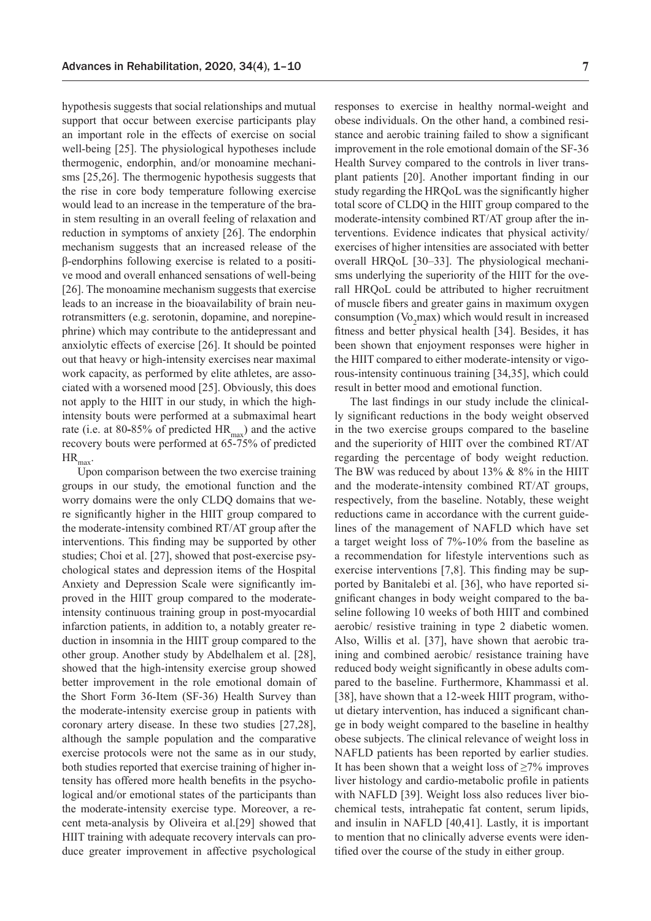hypothesis suggests that social relationships and mutual support that occur between exercise participants play an important role in the effects of exercise on social well-being [25]. The physiological hypotheses include thermogenic, endorphin, and/or monoamine mechanisms [25,26]. The thermogenic hypothesis suggests that the rise in core body temperature following exercise would lead to an increase in the temperature of the brain stem resulting in an overall feeling of relaxation and reduction in symptoms of anxiety [26]. The endorphin mechanism suggests that an increased release of the β-endorphins following exercise is related to a positive mood and overall enhanced sensations of well-being [26]. The monoamine mechanism suggests that exercise leads to an increase in the bioavailability of brain neurotransmitters (e.g. serotonin, dopamine, and norepinephrine) which may contribute to the antidepressant and anxiolytic effects of exercise [26]. It should be pointed out that heavy or high-intensity exercises near maximal work capacity, as performed by elite athletes, are associated with a worsened mood [25]. Obviously, this does not apply to the HIIT in our study, in which the high-intensity bouts were performed at a submaximal heart rate (i.e. at 80-85% of predicted $HR_{max}$) and the active recovery bouts were performed at 65-75% of predicted $HR_{max}$.

Upon comparison between the two exercise training groups in our study, the emotional function and the worry domains were the only CLDQ domains that were significantly higher in the HIIT group compared to the moderate-intensity combined RT/AT group after the interventions. This finding may be supported by other studies; Choi et al. [27], showed that post-exercise psychological states and depression items of the Hospital Anxiety and Depression Scale were significantly improved in the HIIT group compared to the moderate-intensity continuous training group in post-myocardial infarction patients, in addition to, a notably greater reduction in insomnia in the HIIT group compared to the other group. Another study by Abdelhalem et al. [28], showed that the high-intensity exercise group showed better improvement in the role emotional domain of the Short Form 36-Item (SF-36) Health Survey than the moderate-intensity exercise group in patients with coronary artery disease. In these two studies [27,28], although the sample population and the comparative exercise protocols were not the same as in our study, both studies reported that exercise training of higher intensity has offered more health benefits in the psychological and/or emotional states of the participants than the moderate-intensity exercise type. Moreover, a recent meta-analysis by Oliveira et al.[29] showed that HIIT training with adequate recovery intervals can produce greater improvement in affective psychological responses to exercise in healthy normal-weight and obese individuals. On the other hand, a combined resistance and aerobic training failed to show a significant improvement in the role emotional domain of the SF-36 Health Survey compared to the controls in liver transplant patients [20]. Another important finding in our study regarding the HRQoL was the significantly higher total score of CLDQ in the HIIT group compared to the moderate-intensity combined RT/AT group after the interventions. Evidence indicates that physical activity/ exercises of higher intensities are associated with better overall HRQoL [30–33]. The physiological mechanisms underlying the superiority of the HIIT for the overall HRQoL could be attributed to higher recruitment of muscle fibers and greater gains in maximum oxygen consumption ($Vo_2max$) which would result in increased fitness and better physical health [34]. Besides, it has been shown that enjoyment responses were higher in the HIIT compared to either moderate-intensity or vigorous-intensity continuous training [34,35], which could result in better mood and emotional function.

The last findings in our study include the clinically significant reductions in the body weight observed in the two exercise groups compared to the baseline and the superiority of HIIT over the combined RT/AT regarding the percentage of body weight reduction. The BW was reduced by about 13% & 8% in the HIIT and the moderate-intensity combined RT/AT groups, respectively, from the baseline. Notably, these weight reductions came in accordance with the current guidelines of the management of NAFLD which have set a target weight loss of 7%-10% from the baseline as a recommendation for lifestyle interventions such as exercise interventions [7,8]. This finding may be supported by Banitalebi et al. [36], who have reported significant changes in body weight compared to the baseline following 10 weeks of both HIIT and combined aerobic/ resistive training in type 2 diabetic women. Also, Willis et al. [37], have shown that aerobic training and combined aerobic/ resistance training have reduced body weight significantly in obese adults compared to the baseline. Furthermore, Khammassi et al. [38], have shown that a 12-week HIIT program, without dietary intervention, has induced a significant change in body weight compared to the baseline in healthy obese subjects. The clinical relevance of weight loss in NAFLD patients has been reported by earlier studies. It has been shown that a weight loss of ≥7% improves liver histology and cardio-metabolic profile in patients with NAFLD [39]. Weight loss also reduces liver biochemical tests, intrahepatic fat content, serum lipids, and insulin in NAFLD [40,41]. Lastly, it is important to mention that no clinically adverse events were identified over the course of the study in either group.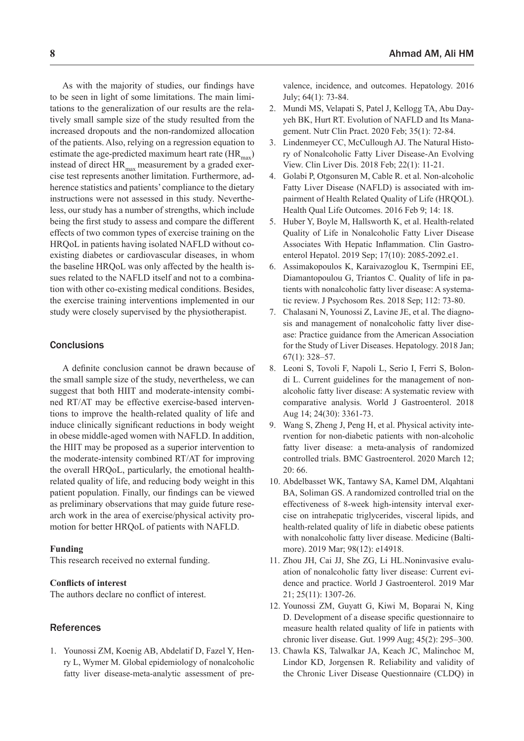As with the majority of studies, our findings have to be seen in light of some limitations. The main limitations to the generalization of our results are the relatively small sample size of the study resulted from the increased dropouts and the non-randomized allocation of the patients. Also, relying on a regression equation to estimate the age-predicted maximum heart rate ($HR_{max}$) instead of direct $HR_{max}$ measurement by a graded exercise test represents another limitation. Furthermore, adherence statistics and patients' compliance to the dietary instructions were not assessed in this study. Nevertheless, our study has a number of strengths, which include being the first study to assess and compare the different effects of two common types of exercise training on the HRQoL in patients having isolated NAFLD without coexisting diabetes or cardiovascular diseases, in whom the baseline HRQoL was only affected by the health issues related to the NAFLD itself and not to a combination with other co-existing medical conditions. Besides, the exercise training interventions implemented in our study were closely supervised by the physiotherapist.

## Conclusions

A definite conclusion cannot be drawn because of the small sample size of the study, nevertheless, we can suggest that both HIIT and moderate-intensity combined RT/AT may be effective exercise-based interventions to improve the health-related quality of life and induce clinically significant reductions in body weight in obese middle-aged women with NAFLD. In addition, the HIIT may be proposed as a superior intervention to the moderate-intensity combined RT/AT for improving the overall HRQoL, particularly, the emotional health-related quality of life, and reducing body weight in this patient population. Finally, our findings can be viewed as preliminary observations that may guide future research work in the area of exercise/physical activity promotion for better HRQoL of patients with NAFLD.

**Funding**

This research received no external funding.

**Conflicts of interest**

The authors declare no conflict of interest.

## References

1. Younossi ZM, Koenig AB, Abdelatif D, Fazel Y, Henry L, Wymer M. Global epidemiology of nonalcoholic fatty liver disease-meta-analytic assessment of prevalence, incidence, and outcomes. Hepatology. 2016 July; 64(1): 73-84.
2. Mundi MS, Velapati S, Patel J, Kellogg TA, Abu Dayyeh BK, Hurt RT. Evolution of NAFLD and Its Management. Nutr Clin Pract. 2020 Feb; 35(1): 72-84.
3. Lindenmeyer CC, McCullough AJ. The Natural History of Nonalcoholic Fatty Liver Disease-An Evolving View. Clin Liver Dis. 2018 Feb; 22(1): 11-21.
4. Golabi P, Otgonsuren M, Cable R. et al. Non-alcoholic Fatty Liver Disease (NAFLD) is associated with impairment of Health Related Quality of Life (HRQOL). Health Qual Life Outcomes. 2016 Feb 9; 14: 18.
5. Huber Y, Boyle M, Hallsworth K, et al. Health-related Quality of Life in Nonalcoholic Fatty Liver Disease Associates With Hepatic Inflammation. Clin Gastroenterol Hepatol. 2019 Sep; 17(10): 2085-2092.e1.
6. Assimakopoulos K, Karaivazoglou K, Tsermpini EE, Diamantopoulou G, Triantos C. Quality of life in patients with nonalcoholic fatty liver disease: A systematic review. J Psychosom Res. 2018 Sep; 112: 73-80.
7. Chalasani N, Younossi Z, Lavine JE, et al. The diagnosis and management of nonalcoholic fatty liver disease: Practice guidance from the American Association for the Study of Liver Diseases. Hepatology. 2018 Jan; 67(1): 328–57.
8. Leoni S, Tovoli F, Napoli L, Serio I, Ferri S, Bolondi L. Current guidelines for the management of non-alcoholic fatty liver disease: A systematic review with comparative analysis. World J Gastroenterol. 2018 Aug 14; 24(30): 3361-73.
9. Wang S, Zheng J, Peng H, et al. Physical activity intervention for non-diabetic patients with non-alcoholic fatty liver disease: a meta-analysis of randomized controlled trials. BMC Gastroenterol. 2020 March 12; 20: 66.
10. Abdelbasset WK, Tantawy SA, Kamel DM, Alqahtani BA, Soliman GS. A randomized controlled trial on the effectiveness of 8-week high-intensity interval exercise on intrahepatic triglycerides, visceral lipids, and health-related quality of life in diabetic obese patients with nonalcoholic fatty liver disease. Medicine (Baltimore). 2019 Mar; 98(12): e14918.
11. Zhou JH, Cai JJ, She ZG, Li HL.Noninvasive evaluation of nonalcoholic fatty liver disease: Current evidence and practice. World J Gastroenterol. 2019 Mar 21; 25(11): 1307-26.
12. Younossi ZM, Guyatt G, Kiwi M, Boparai N, King D. Development of a disease specific questionnaire to measure health related quality of life in patients with chronic liver disease. Gut. 1999 Aug; 45(2): 295–300.
13. Chawla KS, Talwalkar JA, Keach JC, Malinchoc M, Lindor KD, Jorgensen R. Reliability and validity of the Chronic Liver Disease Questionnaire (CLDQ) in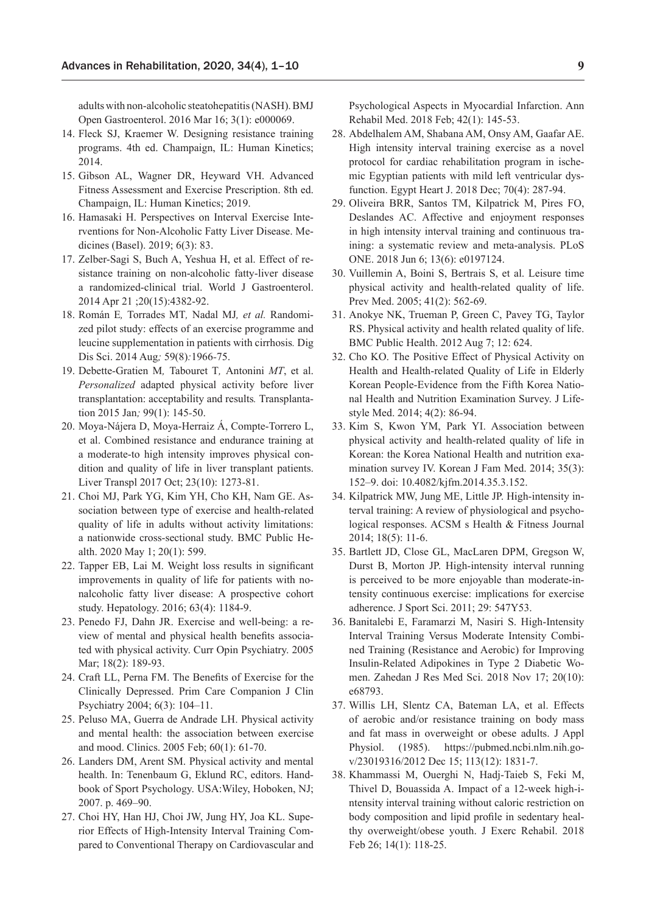adults with non-alcoholic steatohepatitis (NASH). BMJ Open Gastroenterol. 2016 Mar 16; 3(1): e000069.

14. Fleck SJ, Kraemer W. Designing resistance training programs. 4th ed. Champaign, IL: Human Kinetics; 2014.
15. Gibson AL, Wagner DR, Heyward VH. Advanced Fitness Assessment and Exercise Prescription. 8th ed. Champaign, IL: Human Kinetics; 2019.
16. Hamasaki H. Perspectives on Interval Exercise Interventions for Non-Alcoholic Fatty Liver Disease. Medicines (Basel). 2019; 6(3): 83.
17. Zelber-Sagi S, Buch A, Yeshua H, et al. Effect of resistance training on non-alcoholic fatty-liver disease a randomized-clinical trial. World J Gastroenterol. 2014 Apr 21 ;20(15):4382-92.
18. Román E*,* Torrades MT*,* Nadal MJ*, et al.* Randomized pilot study: effects of an exercise programme and leucine supplementation in patients with cirrhosis*.* Dig Dis Sci. 2014 Aug*;* 59(8)*:*1966-75.
19. Debette-Gratien M*,* Tabouret T*,* Antonini *MT*, et al. *Personalized* adapted physical activity before liver transplantation: acceptability and results*.* Transplantation 2015 Jan*;* 99(1): 145-50.
20. Moya-Nájera D, Moya-Herraiz Á, Compte-Torrero L, et al. Combined resistance and endurance training at a moderate-to high intensity improves physical condition and quality of life in liver transplant patients. Liver Transpl 2017 Oct; 23(10): 1273-81.
21. Choi MJ, Park YG, Kim YH, Cho KH, Nam GE. Association between type of exercise and health-related quality of life in adults without activity limitations: a nationwide cross-sectional study. BMC Public Health. 2020 May 1; 20(1): 599.
22. Tapper EB, Lai M. Weight loss results in significant improvements in quality of life for patients with nonalcoholic fatty liver disease: A prospective cohort study. Hepatology. 2016; 63(4): 1184-9.
23. Penedo FJ, Dahn JR. Exercise and well-being: a review of mental and physical health benefits associated with physical activity. Curr Opin Psychiatry. 2005 Mar; 18(2): 189-93.
24. Craft LL, Perna FM. The Benefits of Exercise for the Clinically Depressed. Prim Care Companion J Clin Psychiatry 2004; 6(3): 104–11.
25. Peluso MA, Guerra de Andrade LH. Physical activity and mental health: the association between exercise and mood. Clinics. 2005 Feb; 60(1): 61-70.
26. Landers DM, Arent SM. Physical activity and mental health. In: Tenenbaum G, Eklund RC, editors. Handbook of Sport Psychology. USA:Wiley, Hoboken, NJ; 2007. p. 469–90.
27. Choi HY, Han HJ, Choi JW, Jung HY, Joa KL. Superior Effects of High-Intensity Interval Training Compared to Conventional Therapy on Cardiovascular and Psychological Aspects in Myocardial Infarction. Ann Rehabil Med. 2018 Feb; 42(1): 145-53.
28. Abdelhalem AM, Shabana AM, Onsy AM, Gaafar AE. High intensity interval training exercise as a novel protocol for cardiac rehabilitation program in ischemic Egyptian patients with mild left ventricular dysfunction. Egypt Heart J. 2018 Dec; 70(4): 287-94.
29. Oliveira BRR, Santos TM, Kilpatrick M, Pires FO, Deslandes AC. Affective and enjoyment responses in high intensity interval training and continuous training: a systematic review and meta-analysis. PLoS ONE. 2018 Jun 6; 13(6): e0197124.
30. Vuillemin A, Boini S, Bertrais S, et al. Leisure time physical activity and health-related quality of life. Prev Med. 2005; 41(2): 562-69.
31. Anokye NK, Trueman P, Green C, Pavey TG, Taylor RS. Physical activity and health related quality of life. BMC Public Health. 2012 Aug 7; 12: 624.
32. Cho KO. The Positive Effect of Physical Activity on Health and Health-related Quality of Life in Elderly Korean People-Evidence from the Fifth Korea National Health and Nutrition Examination Survey. J Lifestyle Med. 2014; 4(2): 86-94.
33. Kim S, Kwon YM, Park YI. Association between physical activity and health-related quality of life in Korean: the Korea National Health and nutrition examination survey IV. Korean J Fam Med. 2014; 35(3): 152–9. doi: 10.4082/kjfm.2014.35.3.152.
34. Kilpatrick MW, Jung ME, Little JP. High-intensity interval training: A review of physiological and psychological responses. ACSM s Health & Fitness Journal 2014; 18(5): 11-6.
35. Bartlett JD, Close GL, MacLaren DPM, Gregson W, Durst B, Morton JP. High-intensity interval running is perceived to be more enjoyable than moderate-intensity continuous exercise: implications for exercise adherence. J Sport Sci. 2011; 29: 547Y53.
36. Banitalebi E, Faramarzi M, Nasiri S. High-Intensity Interval Training Versus Moderate Intensity Combined Training (Resistance and Aerobic) for Improving Insulin-Related Adipokines in Type 2 Diabetic Women. Zahedan J Res Med Sci. 2018 Nov 17; 20(10): e68793.
37. Willis LH, Slentz CA, Bateman LA, et al. Effects of aerobic and/or resistance training on body mass and fat mass in overweight or obese adults. J Appl Physiol. (1985). https://pubmed.ncbi.nlm.nih.gov/23019316/2012 Dec 15; 113(12): 1831-7.
38. Khammassi M, Ouerghi N, Hadj-Taieb S, Feki M, Thivel D, Bouassida A. Impact of a 12-week high-intensity interval training without caloric restriction on body composition and lipid profile in sedentary healthy overweight/obese youth. J Exerc Rehabil. 2018 Feb 26; 14(1): 118-25.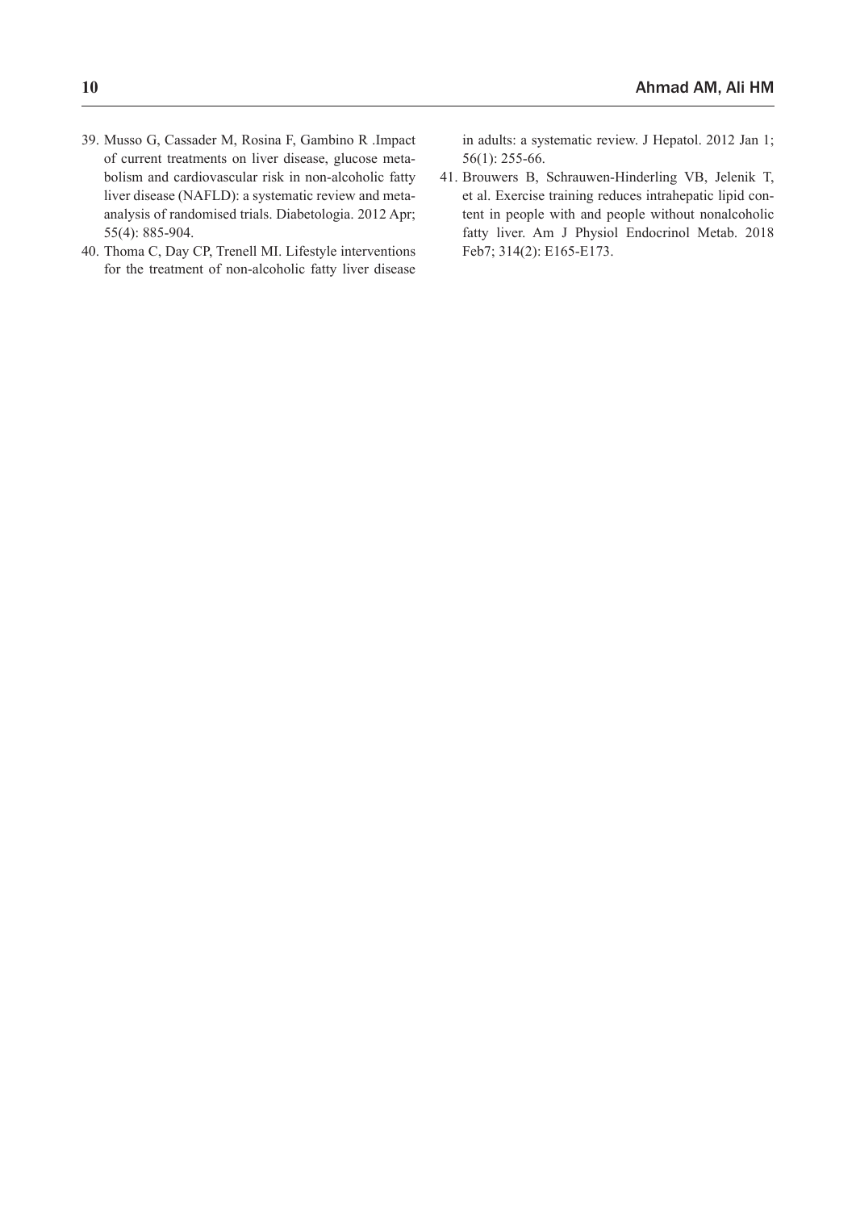39. Musso G, Cassader M, Rosina F, Gambino R .Impact of current treatments on liver disease, glucose metabolism and cardiovascular risk in non-alcoholic fatty liver disease (NAFLD): a systematic review and meta-analysis of randomised trials. Diabetologia. 2012 Apr; 55(4): 885-904.
40. Thoma C, Day CP, Trenell MI. Lifestyle interventions for the treatment of non-alcoholic fatty liver disease in adults: a systematic review. J Hepatol. 2012 Jan 1; 56(1): 255-66.
41. Brouwers B, Schrauwen-Hinderling VB, Jelenik T, et al. Exercise training reduces intrahepatic lipid content in people with and people without nonalcoholic fatty liver. Am J Physiol Endocrinol Metab. 2018 Feb7; 314(2): E165-E173.